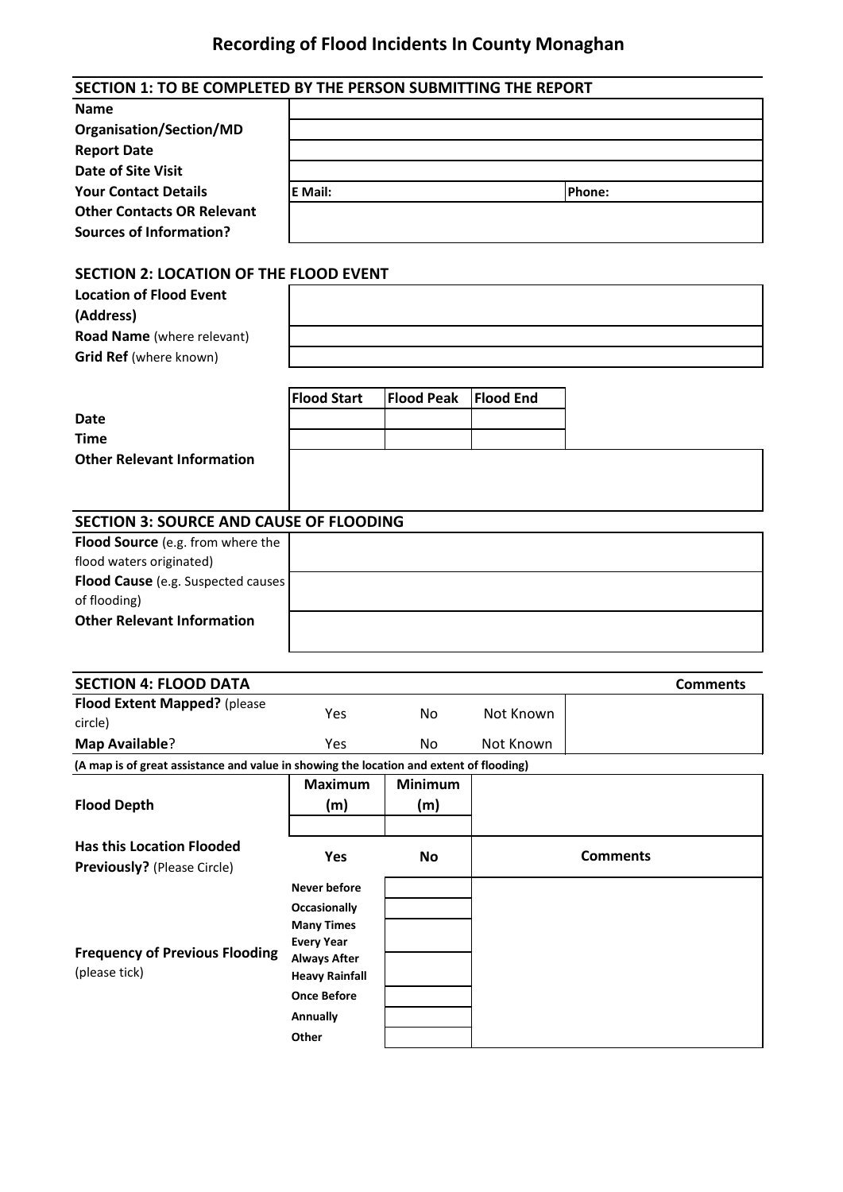# Recording of Flood Incidents In County Monaghan

## SECTION 1: TO BE COMPLETED BY THE PERSON SUBMITTING THE REPORT

| | | |
|---|---|---|
| **Name** | | |
| **Organisation/Section/MD** | | |
| **Report Date** | | |
| **Date of Site Visit** | | |
| **Your Contact Details** | **E Mail:** | **Phone:** |
| **Other Contacts OR Relevant Sources of Information?** | | |

## SECTION 2: LOCATION OF THE FLOOD EVENT

| | |
|---|---|
| **Location of Flood Event (Address)** | |
| **Road Name** (where relevant) | |
| **Grid Ref** (where known) | |

| | Flood Start | Flood Peak | Flood End |
|---|---|---|---|
| **Date** | | | |
| **Time** | | | |
| **Other Relevant Information** | | | |

## SECTION 3: SOURCE AND CAUSE OF FLOODING

| | |
|---|---|
| **Flood Source** (e.g. from where the flood waters originated) | |
| **Flood Cause** (e.g. Suspected causes of flooding) | |
| **Other Relevant Information** | |

## SECTION 4: FLOOD DATA

| | | | | Comments |
|---|---|---|---|---|
| **Flood Extent Mapped?** (please circle) | Yes | No | Not Known | |
| **Map Available**? | Yes | No | Not Known | |

**(A map is of great assistance and value in showing the location and extent of flooding)**

| | Maximum (m) | Minimum (m) | |
|---|---|---|---|
| **Flood Depth** | | | |
| **Has this Location Flooded Previously?** (Please Circle) | **Yes** | **No** | **Comments** |

| **Frequency of Previous Flooding** (please tick) | | |
|---|---|---|
| | **Never before** | |
| | **Occasionally** | |
| | **Many Times Every Year** | |
| | **Always After Heavy Rainfall** | |
| | **Once Before** | |
| | **Annually** | |
| | **Other** | |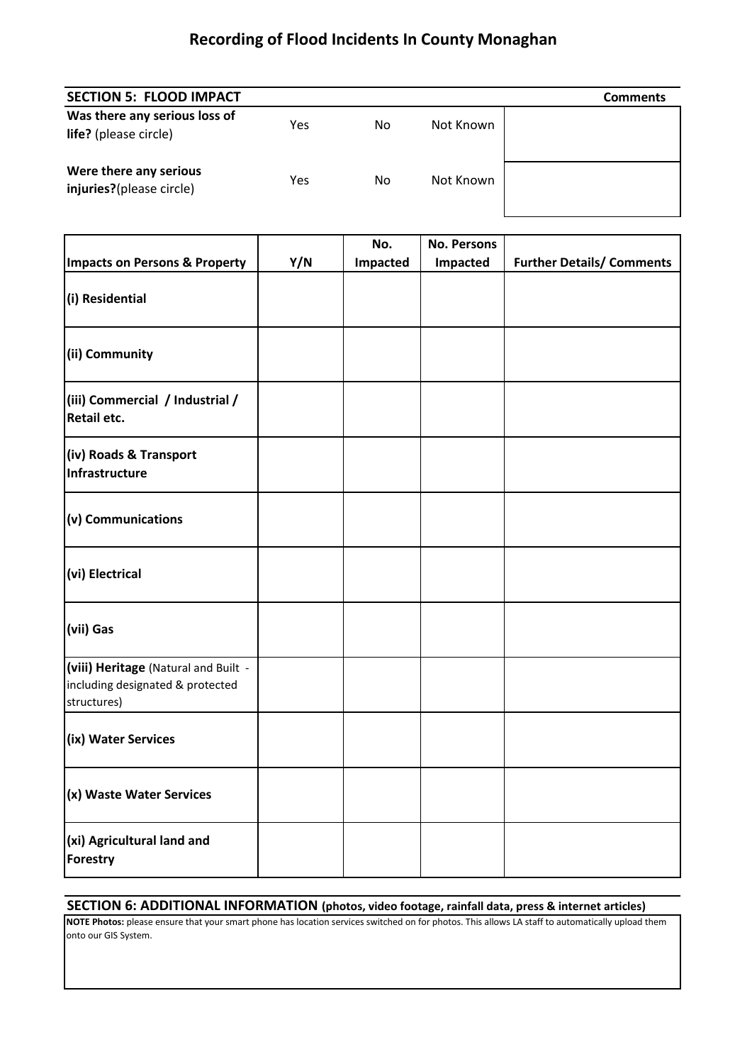# Recording of Flood Incidents In County Monaghan

| SECTION 5: FLOOD IMPACT | | | | Comments |
|---|---|---|---|---|
| **Was there any serious loss of life?** (please circle) | Yes | No | Not Known | |
| **Were there any serious injuries?**(please circle) | Yes | No | Not Known | |

| Impacts on Persons & Property | Y/N | No. Impacted | No. Persons Impacted | Further Details/ Comments |
|---|---|---|---|---|
| **(i) Residential** | | | | |
| **(ii) Community** | | | | |
| **(iii) Commercial / Industrial / Retail etc.** | | | | |
| **(iv) Roads & Transport Infrastructure** | | | | |
| **(v) Communications** | | | | |
| **(vi) Electrical** | | | | |
| **(vii) Gas** | | | | |
| **(viii) Heritage** (Natural and Built - including designated & protected structures) | | | | |
| **(ix) Water Services** | | | | |
| **(x) Waste Water Services** | | | | |
| **(xi) Agricultural land and Forestry** | | | | |

## SECTION 6: ADDITIONAL INFORMATION (photos, video footage, rainfall data, press & internet articles)

**NOTE Photos:** please ensure that your smart phone has location services switched on for photos. This allows LA staff to automatically upload them onto our GIS System.